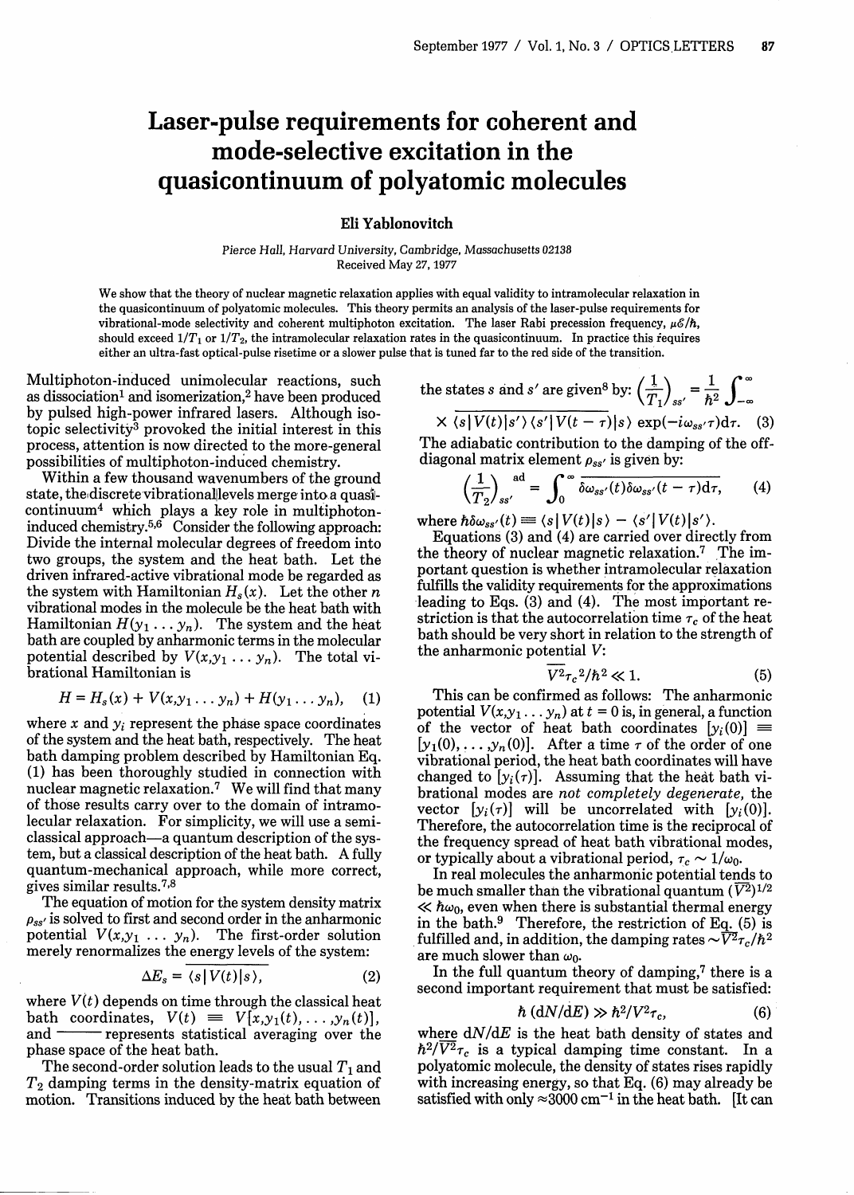# Laser-pulse requirements for coherent and mode-selective excitation in the quasicontinuum of polyatomic molecules

**Eli Yablonovitch**

*Pierce Hall, Harvard University, Cambridge, Massachusetts 02138*
Received May 27, 1977

We show that the theory of nuclear magnetic relaxation applies with equal validity to intramolecular relaxation in the quasicontinuum of polyatomic molecules. This theory permits an analysis of the laser-pulse requirements for vibrational-mode selectivity and coherent multiphoton excitation. The laser Rabi precession frequency, $\mu\mathcal{E}/\hbar$, should exceed $1/T_1$ or $1/T_2$, the intramolecular relaxation rates in the quasicontinuum. In practice this requires either an ultra-fast optical-pulse risetime or a slower pulse that is tuned far to the red side of the transition.

Multiphoton-induced unimolecular reactions, such as dissociation[1] and isomerization,[2] have been produced by pulsed high-power infrared lasers. Although isotopic selectivity[3] provoked the initial interest in this process, attention is now directed to the more-general possibilities of multiphoton-induced chemistry.

Within a few thousand wavenumbers of the ground state, the discrete vibrational levels merge into a quasicontinuum[4] which plays a key role in multiphoton-induced chemistry.[5,6] Consider the following approach: Divide the internal molecular degrees of freedom into two groups, the system and the heat bath. Let the driven infrared-active vibrational mode be regarded as the system with Hamiltonian $H_s(x)$. Let the other $n$ vibrational modes in the molecule be the heat bath with Hamiltonian $H(y_1 \ldots y_n)$. The system and the heat bath are coupled by anharmonic terms in the molecular potential described by $V(x, y_1 \ldots y_n)$. The total vibrational Hamiltonian is

$$H = H_s(x) + V(x, y_1 \ldots y_n) + H(y_1 \ldots y_n), \quad (1)$$

where $x$ and $y_i$ represent the phase space coordinates of the system and the heat bath, respectively. The heat bath damping problem described by Hamiltonian Eq. (1) has been thoroughly studied in connection with nuclear magnetic relaxation.[7] We will find that many of those results carry over to the domain of intramolecular relaxation. For simplicity, we will use a semiclassical approach—a quantum description of the system, but a classical description of the heat bath. A fully quantum-mechanical approach, while more correct, gives similar results.[7,8]

The equation of motion for the system density matrix $\rho_{ss'}$ is solved to first and second order in the anharmonic potential $V(x, y_1 \ldots y_n)$. The first-order solution merely renormalizes the energy levels of the system:

$$\Delta E_s = \overline{\langle s|V(t)|s\rangle}, \quad (2)$$

where $V(t)$ depends on time through the classical heat bath coordinates, $V(t) \equiv V[x, y_1(t), \ldots, y_n(t)]$, and $\overline{\phantom{xxx}}$ represents statistical averaging over the phase space of the heat bath.

The second-order solution leads to the usual $T_1$ and $T_2$ damping terms in the density-matrix equation of motion. Transitions induced by the heat bath between the states $s$ and $s'$ are given[8] by:

$$\left(\frac{1}{T_1}\right)_{ss'} = \frac{1}{\hbar^2}\int_{-\infty}^{\infty} \overline{\langle s|V(t)|s'\rangle\langle s'|V(t-\tau)|s\rangle} \exp(-i\omega_{ss'}\tau)\mathrm{d}\tau. \quad (3)$$

The adiabatic contribution to the damping of the off-diagonal matrix element $\rho_{ss'}$ is given by:

$$\left(\frac{1}{T_2}\right)_{ss'}^{\mathrm{ad}} = \int_0^{\infty} \overline{\delta\omega_{ss'}(t)\delta\omega_{ss'}(t-\tau)}\mathrm{d}\tau, \quad (4)$$

where $\hbar\delta\omega_{ss'}(t) \equiv \langle s|V(t)|s\rangle - \langle s'|V(t)|s'\rangle$.

Equations (3) and (4) are carried over directly from the theory of nuclear magnetic relaxation.[7] The important question is whether intramolecular relaxation fulfills the validity requirements for the approximations leading to Eqs. (3) and (4). The most important restriction is that the autocorrelation time $\tau_c$ of the heat bath should be very short in relation to the strength of the anharmonic potential $V$:

$$\overline{V^2}\tau_c^2/\hbar^2 \ll 1. \quad (5)$$

This can be confirmed as follows: The anharmonic potential $V(x, y_1 \ldots y_n)$ at $t = 0$ is, in general, a function of the vector of heat bath coordinates $[y_i(0)] \equiv [y_1(0), \ldots, y_n(0)]$. After a time $\tau$ of the order of one vibrational period, the heat bath coordinates will have changed to $[y_i(\tau)]$. Assuming that the heat bath vibrational modes are *not completely degenerate*, the vector $[y_i(\tau)]$ will be uncorrelated with $[y_i(0)]$. Therefore, the autocorrelation time is the reciprocal of the frequency spread of heat bath vibrational modes, or typically about a vibrational period, $\tau_c \sim 1/\omega_0$.

In real molecules the anharmonic potential tends to be much smaller than the vibrational quantum $(\overline{V^2})^{1/2} \ll \hbar\omega_0$, even when there is substantial thermal energy in the bath.[9] Therefore, the restriction of Eq. (5) is fulfilled and, in addition, the damping rates $\sim\overline{V^2}\tau_c/\hbar^2$ are much slower than $\omega_0$.

In the full quantum theory of damping,[7] there is a second important requirement that must be satisfied:

$$\hbar\,(\mathrm{d}N/\mathrm{d}E) \gg \hbar^2/\overline{V^2}\tau_c, \quad (6)$$

where $\mathrm{d}N/\mathrm{d}E$ is the heat bath density of states and $\hbar^2/\overline{V^2}\tau_c$ is a typical damping time constant. In a polyatomic molecule, the density of states rises rapidly with increasing energy, so that Eq. (6) may already be satisfied with only $\approx 3000\ \mathrm{cm}^{-1}$ in the heat bath. [It can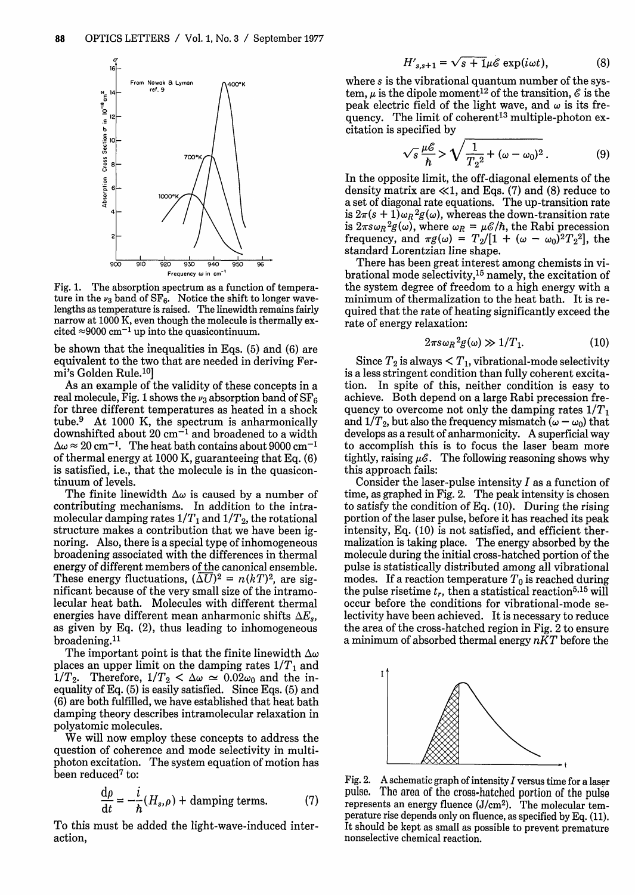Fig. 1. The absorption spectrum as a function of temperature in the $\nu_3$ band of $SF_6$. Notice the shift to longer wavelengths as temperature is raised. The linewidth remains fairly narrow at 1000 K, even though the molecule is thermally excited $\approx$9000 cm$^{-1}$ up into the quasicontinuum.

be shown that the inequalities in Eqs. (5) and (6) are equivalent to the two that are needed in deriving Fermi's Golden Rule.[10]

As an example of the validity of these concepts in a real molecule, Fig. 1 shows the $\nu_3$ absorption band of $SF_6$ for three different temperatures as heated in a shock tube.[9] At 1000 K, the spectrum is anharmonically downshifted about 20 cm$^{-1}$ and broadened to a width $\Delta\omega \approx 20$ cm$^{-1}$. The heat bath contains about 9000 cm$^{-1}$ of thermal energy at 1000 K, guaranteeing that Eq. (6) is satisfied, i.e., that the molecule is in the quasicontinuum of levels.

The finite linewidth $\Delta\omega$ is caused by a number of contributing mechanisms. In addition to the intramolecular damping rates $1/T_1$ and $1/T_2$, the rotational structure makes a contribution that we have been ignoring. Also, there is a special type of inhomogeneous broadening associated with the differences in thermal energy of different members of the canonical ensemble. These energy fluctuations, $\overline{(\Delta U)^2} = n(kT)^2$, are significant because of the very small size of the intramolecular heat bath. Molecules with different thermal energies have different mean anharmonic shifts $\Delta E_s$, as given by Eq. (2), thus leading to inhomogeneous broadening.[11]

The important point is that the finite linewidth $\Delta\omega$ places an upper limit on the damping rates $1/T_1$ and $1/T_2$. Therefore, $1/T_2 < \Delta\omega \simeq 0.02\omega_0$ and the inequality of Eq. (5) is easily satisfied. Since Eqs. (5) and (6) are both fulfilled, we have established that heat bath damping theory describes intramolecular relaxation in polyatomic molecules.

We will now employ these concepts to address the question of coherence and mode selectivity in multiphoton excitation. The system equation of motion has been reduced[7] to:

$$\frac{d\rho}{dt} = -\frac{i}{\hbar}(H_s,\rho) + \text{damping terms.} \tag{7}$$

To this must be added the light-wave-induced interaction,

$$H'_{s,s+1} = \sqrt{s+1}\,\mu\mathcal{E}\exp(i\omega t), \tag{8}$$

where $s$ is the vibrational quantum number of the system, $\mu$ is the dipole moment[12] of the transition, $\mathcal{E}$ is the peak electric field of the light wave, and $\omega$ is its frequency. The limit of coherent[13] multiple-photon excitation is specified by

$$\sqrt{s}\,\frac{\mu\mathcal{E}}{\hbar} > \sqrt{\frac{1}{T_2{}^2} + (\omega - \omega_0)^2}. \tag{9}$$

In the opposite limit, the off-diagonal elements of the density matrix are $\ll 1$, and Eqs. (7) and (8) reduce to a set of diagonal rate equations. The up-transition rate is $2\pi(s+1)\omega_R{}^2 g(\omega)$, whereas the down-transition rate is $2\pi s\omega_R{}^2 g(\omega)$, where $\omega_R = \mu\mathcal{E}/\hbar$, the Rabi precession frequency, and $\pi g(\omega) = T_2/[1 + (\omega - \omega_0)^2 T_2{}^2]$, the standard Lorentzian line shape.

There has been great interest among chemists in vibrational mode selectivity,[15] namely, the excitation of the system degree of freedom to a high energy with a minimum of thermalization to the heat bath. It is required that the rate of heating significantly exceed the rate of energy relaxation:

$$2\pi s\omega_R{}^2 g(\omega) \gg 1/T_1. \tag{10}$$

Since $T_2$ is always $< T_1$, vibrational-mode selectivity is a less stringent condition than fully coherent excitation. In spite of this, neither condition is easy to achieve. Both depend on a large Rabi precession frequency to overcome not only the damping rates $1/T_1$ and $1/T_2$, but also the frequency mismatch $(\omega - \omega_0)$ that develops as a result of anharmonicity. A superficial way to accomplish this is to focus the laser beam more tightly, raising $\mu\mathcal{E}$. The following reasoning shows why this approach fails:

Consider the laser-pulse intensity $I$ as a function of time, as graphed in Fig. 2. The peak intensity is chosen to satisfy the condition of Eq. (10). During the rising portion of the laser pulse, before it has reached its peak intensity, Eq. (10) is not satisfied, and efficient thermalization is taking place. The energy absorbed by the molecule during the initial cross-hatched portion of the pulse is statistically distributed among all vibrational modes. If a reaction temperature $T_0$ is reached during the pulse risetime $t_r$, then a statistical reaction[5,15] will occur before the conditions for vibrational-mode selectivity have been achieved. It is necessary to reduce the area of the cross-hatched region in Fig. 2 to ensure a minimum of absorbed thermal energy $nKT$ before the

Fig. 2. A schematic graph of intensity $I$ versus time for a laser pulse. The area of the cross-hatched portion of the pulse represents an energy fluence (J/cm$^2$). The molecular temperature rise depends only on fluence, as specified by Eq. (11). It should be kept as small as possible to prevent premature nonselective chemical reaction.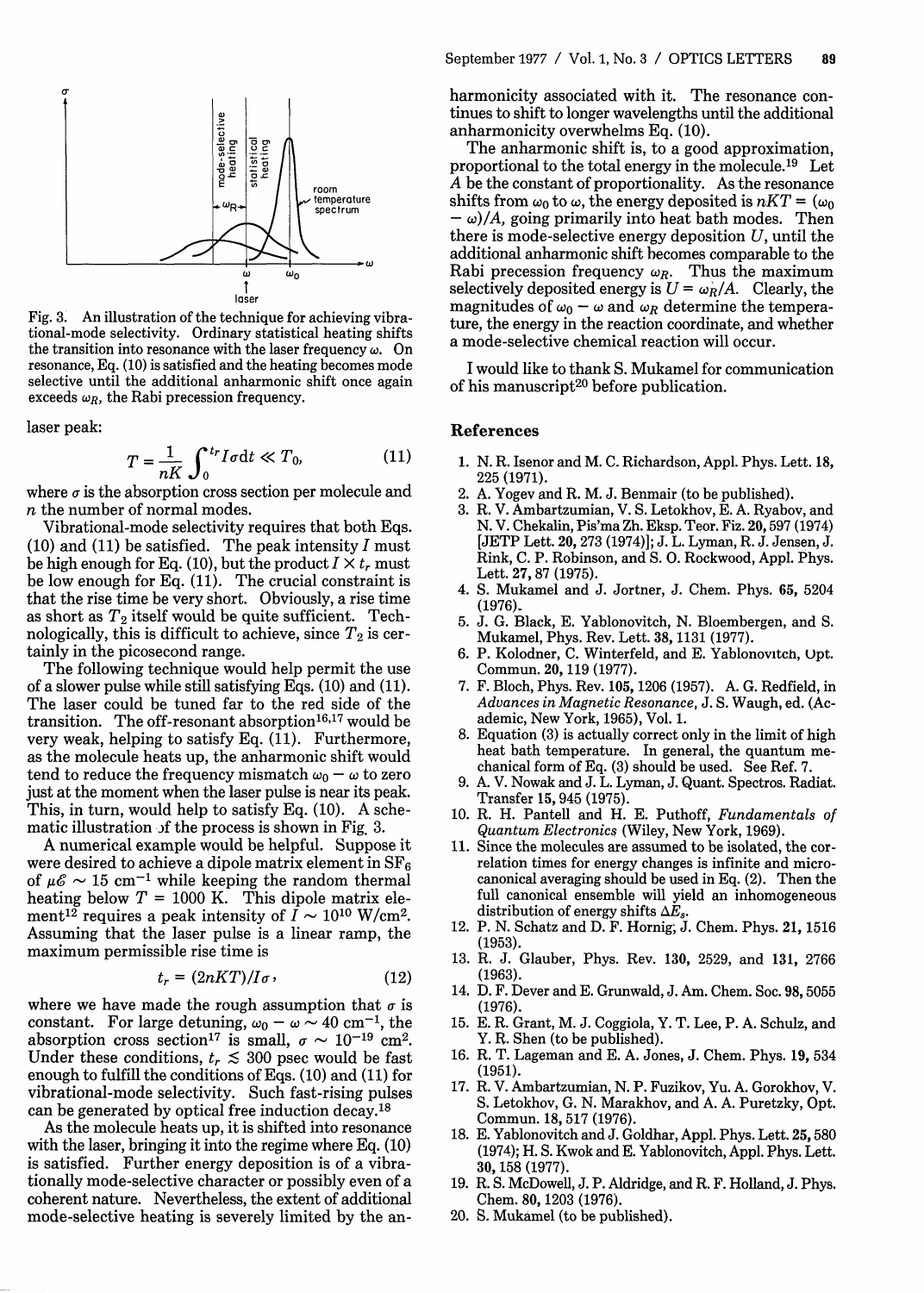σ

mode-selective heating

statistical heating

$\omega_R$

room temperature spectrum

ω

$\omega_0$

ω

laser

Fig. 3. An illustration of the technique for achieving vibrational-mode selectivity. Ordinary statistical heating shifts the transition into resonance with the laser frequency ω. On resonance, Eq. (10) is satisfied and the heating becomes mode selective until the additional anharmonic shift once again exceeds $\omega_R$, the Rabi precession frequency.

laser peak:

$$T = \frac{1}{nK} \int_0^{t_r} I\sigma dt \ll T_0, \tag{11}$$

where σ is the absorption cross section per molecule and $n$ the number of normal modes.

Vibrational-mode selectivity requires that both Eqs. (10) and (11) be satisfied. The peak intensity $I$ must be high enough for Eq. (10), but the product $I \times t_r$ must be low enough for Eq. (11). The crucial constraint is that the rise time be very short. Obviously, a rise time as short as $T_2$ itself would be quite sufficient. Technologically, this is difficult to achieve, since $T_2$ is certainly in the picosecond range.

The following technique would help permit the use of a slower pulse while still satisfying Eqs. (10) and (11). The laser could be tuned far to the red side of the transition. The off-resonant absorption[16,17] would be very weak, helping to satisfy Eq. (11). Furthermore, as the molecule heats up, the anharmonic shift would tend to reduce the frequency mismatch $\omega_0 - \omega$ to zero just at the moment when the laser pulse is near its peak. This, in turn, would help to satisfy Eq. (10). A schematic illustration of the process is shown in Fig. 3.

A numerical example would be helpful. Suppose it were desired to achieve a dipole matrix element in $SF_6$ of $\mu\mathcal{E} \sim 15$ cm$^{-1}$ while keeping the random thermal heating below $T = 1000$ K. This dipole matrix element[12] requires a peak intensity of $I \sim 10^{10}$ W/cm$^2$. Assuming that the laser pulse is a linear ramp, the maximum permissible rise time is

$$t_r = (2nKT)/I\sigma, \tag{12}$$

where we have made the rough assumption that σ is constant. For large detuning, $\omega_0 - \omega \sim 40$ cm$^{-1}$, the absorption cross section[17] is small, $\sigma \sim 10^{-19}$ cm$^2$. Under these conditions, $t_r \lesssim 300$ psec would be fast enough to fulfill the conditions of Eqs. (10) and (11) for vibrational-mode selectivity. Such fast-rising pulses can be generated by optical free induction decay.[18]

As the molecule heats up, it is shifted into resonance with the laser, bringing it into the regime where Eq. (10) is satisfied. Further energy deposition is of a vibrationally mode-selective character or possibly even of a coherent nature. Nevertheless, the extent of additional mode-selective heating is severely limited by the anharmonicity associated with it. The resonance continues to shift to longer wavelengths until the additional anharmonicity overwhelms Eq. (10).

The anharmonic shift is, to a good approximation, proportional to the total energy in the molecule.[19] Let $A$ be the constant of proportionality. As the resonance shifts from $\omega_0$ to ω, the energy deposited is $nKT = (\omega_0 - \omega)/A$, going primarily into heat bath modes. Then there is mode-selective energy deposition $U$, until the additional anharmonic shift becomes comparable to the Rabi precession frequency $\omega_R$. Thus the maximum selectively deposited energy is $U = \omega_R/A$. Clearly, the magnitudes of $\omega_0 - \omega$ and $\omega_R$ determine the temperature, the energy in the reaction coordinate, and whether a mode-selective chemical reaction will occur.

I would like to thank S. Mukamel for communication of his manuscript[20] before publication.

## References

1. N. R. Isenor and M. C. Richardson, Appl. Phys. Lett. **18**, 225 (1971).
2. A. Yogev and R. M. J. Benmair (to be published).
3. R. V. Ambartzumian, V. S. Letokhov, E. A. Ryabov, and N. V. Chekalin, Pis'ma Zh. Eksp. Teor. Fiz. **20**, 597 (1974) [JETP Lett. **20**, 273 (1974)]; J. L. Lyman, R. J. Jensen, J. Rink, C. P. Robinson, and S. O. Rockwood, Appl. Phys. Lett. **27**, 87 (1975).
4. S. Mukamel and J. Jortner, J. Chem. Phys. **65**, 5204 (1976).
5. J. G. Black, E. Yablonovitch, N. Bloembergen, and S. Mukamel, Phys. Rev. Lett. **38**, 1131 (1977).
6. P. Kolodner, C. Winterfeld, and E. Yablonovitch, Opt. Commun. **20**, 119 (1977).
7. F. Bloch, Phys. Rev. **105**, 1206 (1957). A. G. Redfield, in *Advances in Magnetic Resonance*, J. S. Waugh, ed. (Academic, New York, 1965), Vol. 1.
8. Equation (3) is actually correct only in the limit of high heat bath temperature. In general, the quantum mechanical form of Eq. (3) should be used. See Ref. 7.
9. A. V. Nowak and J. L. Lyman, J. Quant. Spectros. Radiat. Transfer **15**, 945 (1975).
10. R. H. Pantell and H. E. Puthoff, *Fundamentals of Quantum Electronics* (Wiley, New York, 1969).
11. Since the molecules are assumed to be isolated, the correlation times for energy changes is infinite and microcanonical averaging should be used in Eq. (2). Then the full canonical ensemble will yield an inhomogeneous distribution of energy shifts $\Delta E_s$.
12. P. N. Schatz and D. F. Hornig, J. Chem. Phys. **21**, 1516 (1953).
13. R. J. Glauber, Phys. Rev. **130**, 2529, and **131**, 2766 (1963).
14. D. F. Dever and E. Grunwald, J. Am. Chem. Soc. **98**, 5055 (1976).
15. E. R. Grant, M. J. Coggiola, Y. T. Lee, P. A. Schulz, and Y. R. Shen (to be published).
16. R. T. Lageman and E. A. Jones, J. Chem. Phys. **19**, 534 (1951).
17. R. V. Ambartzumian, N. P. Fuzikov, Yu. A. Gorokhov, V. S. Letokhov, G. N. Marakhov, and A. A. Puretzky, Opt. Commun. **18**, 517 (1976).
18. E. Yablonovitch and J. Goldhar, Appl. Phys. Lett. **25**, 580 (1974); H. S. Kwok and E. Yablonovitch, Appl. Phys. Lett. **30**, 158 (1977).
19. R. S. McDowell, J. P. Aldridge, and R. F. Holland, J. Phys. Chem. **80**, 1203 (1976).
20. S. Mukamel (to be published).